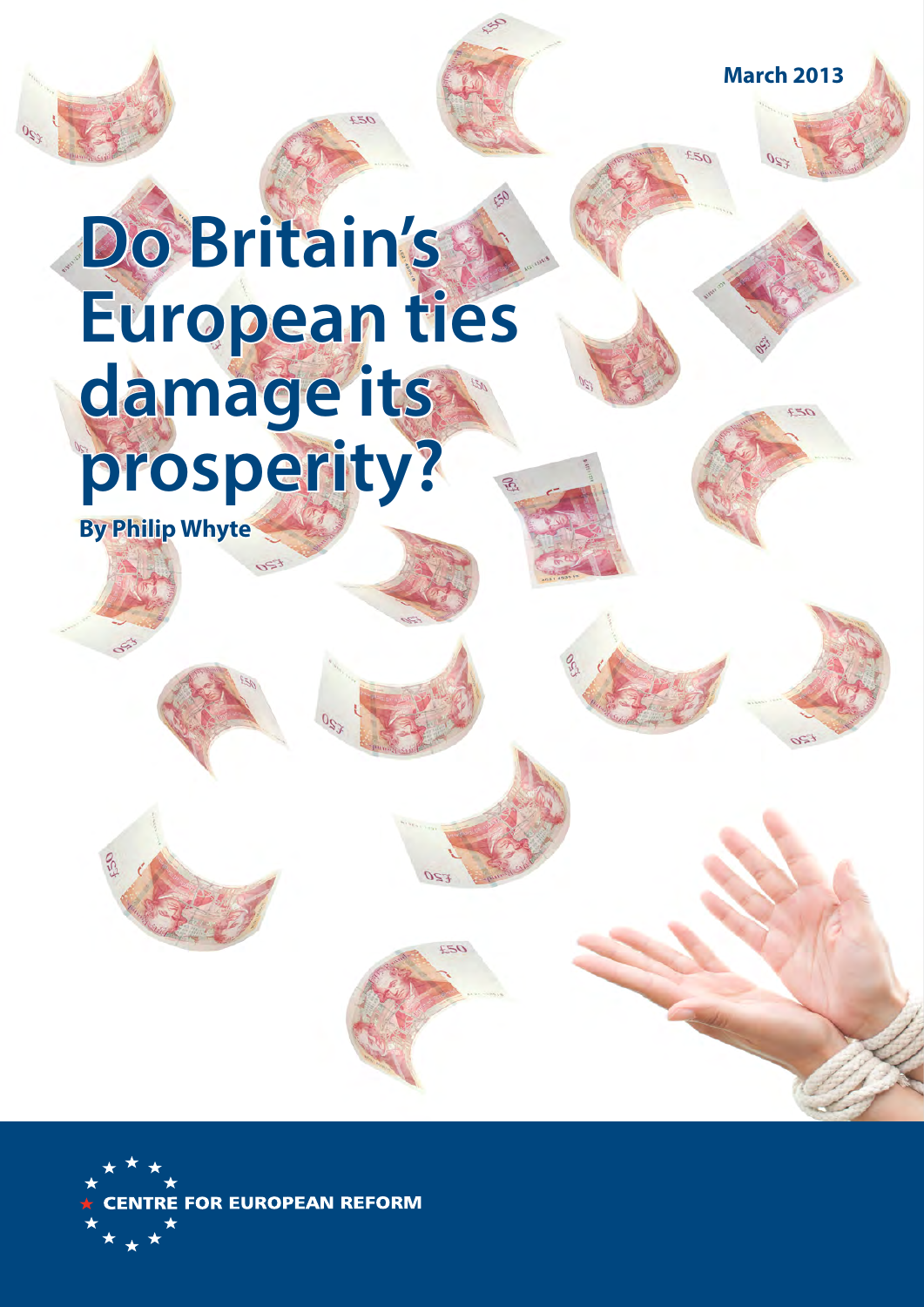March 2013

# Do Britain's European ties damage its prosperity?

**By Philip Whyte**

CENTRE FOR EUROPEAN REFORM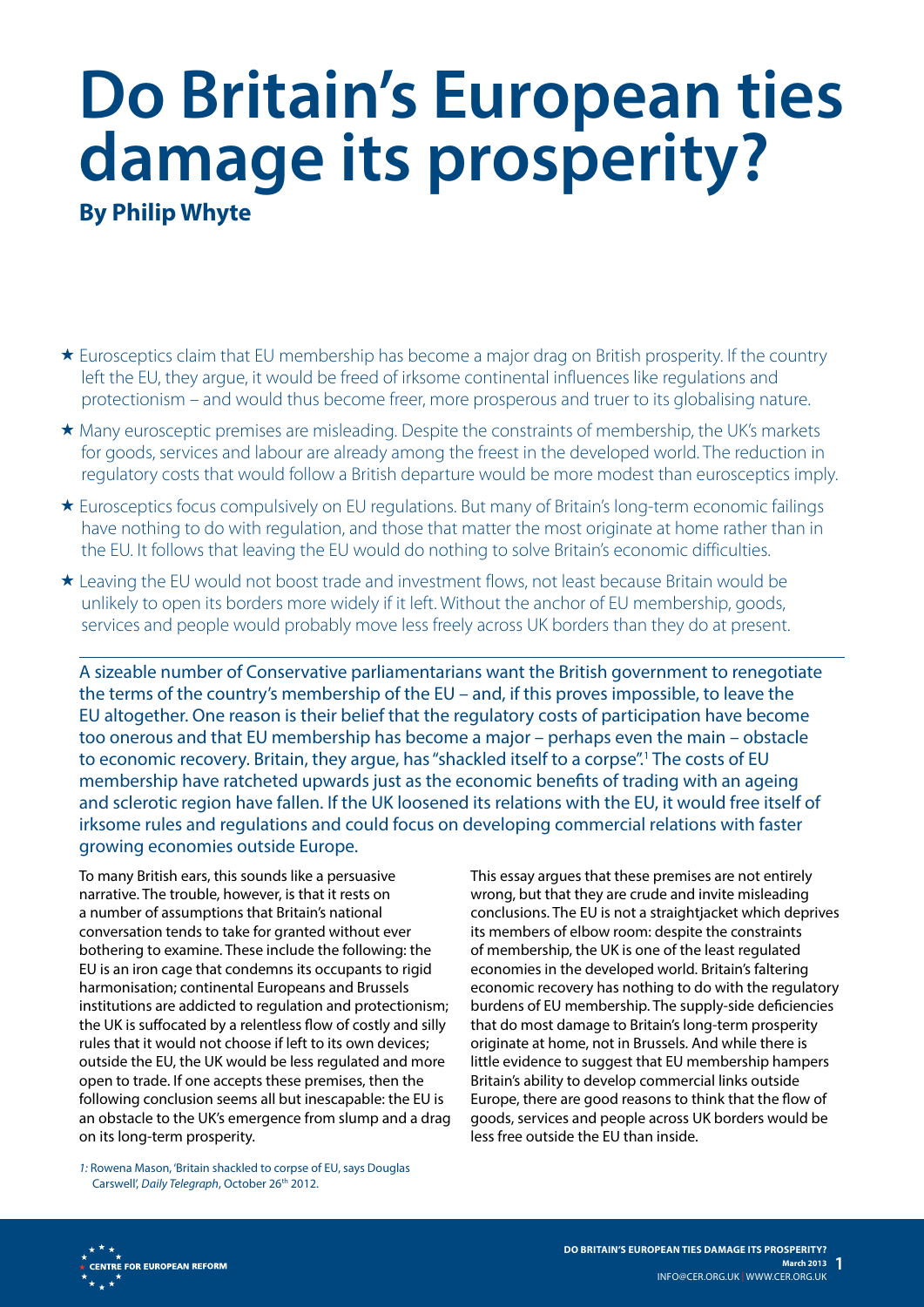# Do Britain's European ties damage its prosperity?

**By Philip Whyte**

- ★ Eurosceptics claim that EU membership has become a major drag on British prosperity. If the country left the EU, they argue, it would be freed of irksome continental influences like regulations and protectionism – and would thus become freer, more prosperous and truer to its globalising nature.
- ★ Many eurosceptic premises are misleading. Despite the constraints of membership, the UK's markets for goods, services and labour are already among the freest in the developed world. The reduction in regulatory costs that would follow a British departure would be more modest than eurosceptics imply.
- ★ Eurosceptics focus compulsively on EU regulations. But many of Britain's long-term economic failings have nothing to do with regulation, and those that matter the most originate at home rather than in the EU. It follows that leaving the EU would do nothing to solve Britain's economic difficulties.
- ★ Leaving the EU would not boost trade and investment flows, not least because Britain would be unlikely to open its borders more widely if it left. Without the anchor of EU membership, goods, services and people would probably move less freely across UK borders than they do at present.

---

A sizeable number of Conservative parliamentarians want the British government to renegotiate the terms of the country's membership of the EU – and, if this proves impossible, to leave the EU altogether. One reason is their belief that the regulatory costs of participation have become too onerous and that EU membership has become a major – perhaps even the main – obstacle to economic recovery. Britain, they argue, has "shackled itself to a corpse".[1] The costs of EU membership have ratcheted upwards just as the economic benefits of trading with an ageing and sclerotic region have fallen. If the UK loosened its relations with the EU, it would free itself of irksome rules and regulations and could focus on developing commercial relations with faster growing economies outside Europe.

To many British ears, this sounds like a persuasive narrative. The trouble, however, is that it rests on a number of assumptions that Britain's national conversation tends to take for granted without ever bothering to examine. These include the following: the EU is an iron cage that condemns its occupants to rigid harmonisation; continental Europeans and Brussels institutions are addicted to regulation and protectionism; the UK is suffocated by a relentless flow of costly and silly rules that it would not choose if left to its own devices; outside the EU, the UK would be less regulated and more open to trade. If one accepts these premises, then the following conclusion seems all but inescapable: the EU is an obstacle to the UK's emergence from slump and a drag on its long-term prosperity.

This essay argues that these premises are not entirely wrong, but that they are crude and invite misleading conclusions. The EU is not a straightjacket which deprives its members of elbow room: despite the constraints of membership, the UK is one of the least regulated economies in the developed world. Britain's faltering economic recovery has nothing to do with the regulatory burdens of EU membership. The supply-side deficiencies that do most damage to Britain's long-term prosperity originate at home, not in Brussels. And while there is little evidence to suggest that EU membership hampers Britain's ability to develop commercial links outside Europe, there are good reasons to think that the flow of goods, services and people across UK borders would be less free outside the EU than inside.

[1] Rowena Mason, 'Britain shackled to corpse of EU, says Douglas Carswell', *Daily Telegraph*, October 26th 2012.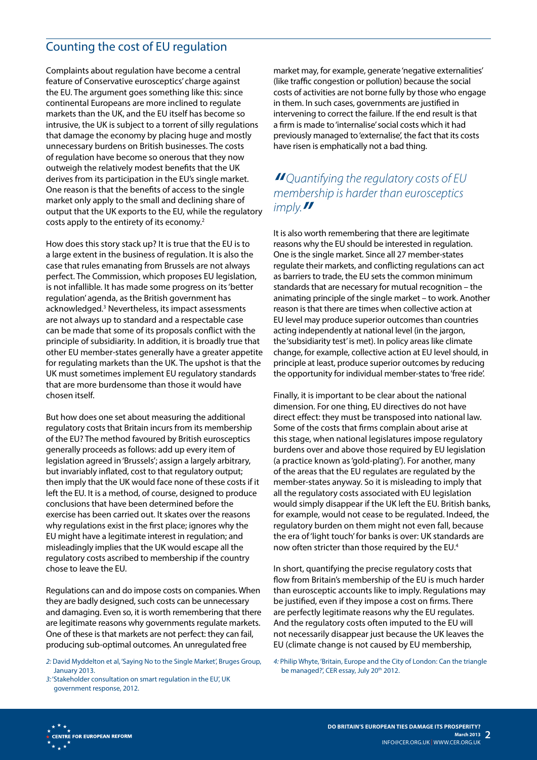## Counting the cost of EU regulation

Complaints about regulation have become a central feature of Conservative eurosceptics' charge against the EU. The argument goes something like this: since continental Europeans are more inclined to regulate markets than the UK, and the EU itself has become so intrusive, the UK is subject to a torrent of silly regulations that damage the economy by placing huge and mostly unnecessary burdens on British businesses. The costs of regulation have become so onerous that they now outweigh the relatively modest benefits that the UK derives from its participation in the EU's single market. One reason is that the benefits of access to the single market only apply to the small and declining share of output that the UK exports to the EU, while the regulatory costs apply to the entirety of its economy.[2]

How does this story stack up? It is true that the EU is to a large extent in the business of regulation. It is also the case that rules emanating from Brussels are not always perfect. The Commission, which proposes EU legislation, is not infallible. It has made some progress on its 'better regulation' agenda, as the British government has acknowledged.[3] Nevertheless, its impact assessments are not always up to standard and a respectable case can be made that some of its proposals conflict with the principle of subsidiarity. In addition, it is broadly true that other EU member-states generally have a greater appetite for regulating markets than the UK. The upshot is that the UK must sometimes implement EU regulatory standards that are more burdensome than those it would have chosen itself.

But how does one set about measuring the additional regulatory costs that Britain incurs from its membership of the EU? The method favoured by British eurosceptics generally proceeds as follows: add up every item of legislation agreed in 'Brussels'; assign a largely arbitrary, but invariably inflated, cost to that regulatory output; then imply that the UK would face none of these costs if it left the EU. It is a method, of course, designed to produce conclusions that have been determined before the exercise has been carried out. It skates over the reasons why regulations exist in the first place; ignores why the EU might have a legitimate interest in regulation; and misleadingly implies that the UK would escape all the regulatory costs ascribed to membership if the country chose to leave the EU.

Regulations can and do impose costs on companies. When they are badly designed, such costs can be unnecessary and damaging. Even so, it is worth remembering that there are legitimate reasons why governments regulate markets. One of these is that markets are not perfect: they can fail, producing sub-optimal outcomes. An unregulated free market may, for example, generate 'negative externalities' (like traffic congestion or pollution) because the social costs of activities are not borne fully by those who engage in them. In such cases, governments are justified in intervening to correct the failure. If the end result is that a firm is made to 'internalise' social costs which it had previously managed to 'externalise', the fact that its costs have risen is emphatically not a bad thing.

> *"Quantifying the regulatory costs of EU membership is harder than eurosceptics imply."*

It is also worth remembering that there are legitimate reasons why the EU should be interested in regulation. One is the single market. Since all 27 member-states regulate their markets, and conflicting regulations can act as barriers to trade, the EU sets the common minimum standards that are necessary for mutual recognition – the animating principle of the single market – to work. Another reason is that there are times when collective action at EU level may produce superior outcomes than countries acting independently at national level (in the jargon, the 'subsidiarity test' is met). In policy areas like climate change, for example, collective action at EU level should, in principle at least, produce superior outcomes by reducing the opportunity for individual member-states to 'free ride'.

Finally, it is important to be clear about the national dimension. For one thing, EU directives do not have direct effect: they must be transposed into national law. Some of the costs that firms complain about arise at this stage, when national legislatures impose regulatory burdens over and above those required by EU legislation (a practice known as 'gold-plating'). For another, many of the areas that the EU regulates are regulated by the member-states anyway. So it is misleading to imply that all the regulatory costs associated with EU legislation would simply disappear if the UK left the EU. British banks, for example, would not cease to be regulated. Indeed, the regulatory burden on them might not even fall, because the era of 'light touch' for banks is over: UK standards are now often stricter than those required by the EU.[4]

In short, quantifying the precise regulatory costs that flow from Britain's membership of the EU is much harder than eurosceptic accounts like to imply. Regulations may be justified, even if they impose a cost on firms. There are perfectly legitimate reasons why the EU regulates. And the regulatory costs often imputed to the EU will not necessarily disappear just because the UK leaves the EU (climate change is not caused by EU membership,

---

*2:* David Myddelton et al, 'Saying No to the Single Market', Bruges Group, January 2013.

*3:* 'Stakeholder consultation on smart regulation in the EU', UK government response, 2012.

*4:* Philip Whyte, 'Britain, Europe and the City of London: Can the triangle be managed?', CER essay, July 20th 2012.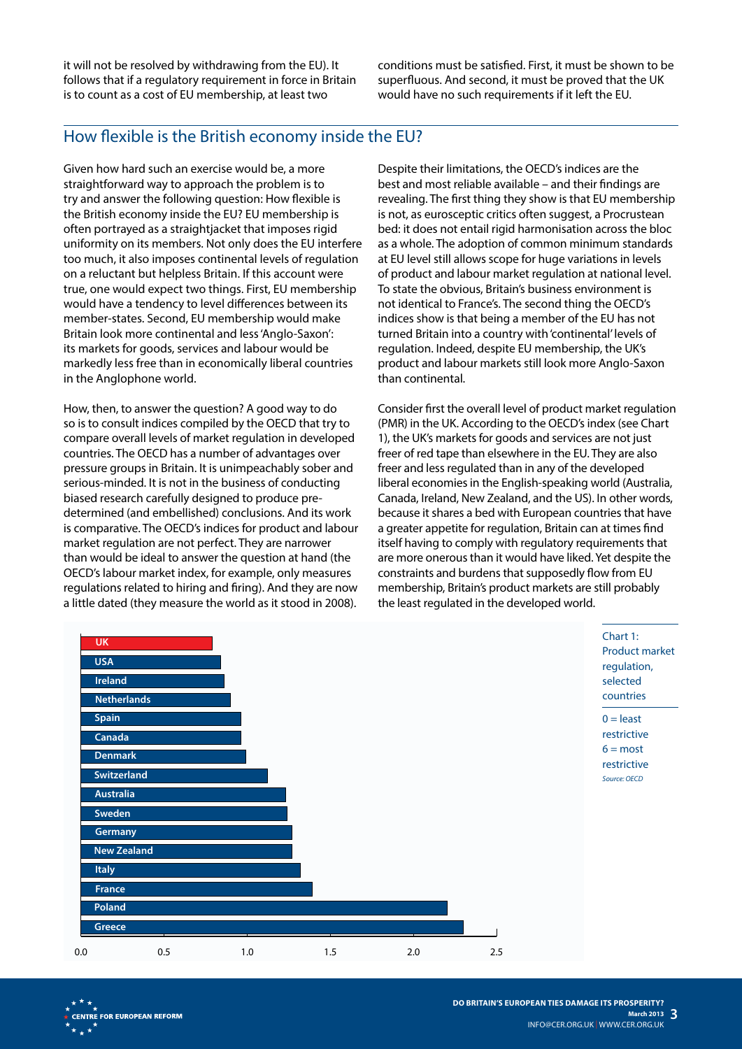it will not be resolved by withdrawing from the EU). It follows that if a regulatory requirement in force in Britain is to count as a cost of EU membership, at least two conditions must be satisfied. First, it must be shown to be superfluous. And second, it must be proved that the UK would have no such requirements if it left the EU.

## How flexible is the British economy inside the EU?

Given how hard such an exercise would be, a more straightforward way to approach the problem is to try and answer the following question: How flexible is the British economy inside the EU? EU membership is often portrayed as a straightjacket that imposes rigid uniformity on its members. Not only does the EU interfere too much, it also imposes continental levels of regulation on a reluctant but helpless Britain. If this account were true, one would expect two things. First, EU membership would have a tendency to level differences between its member-states. Second, EU membership would make Britain look more continental and less 'Anglo-Saxon': its markets for goods, services and labour would be markedly less free than in economically liberal countries in the Anglophone world.

How, then, to answer the question? A good way to do so is to consult indices compiled by the OECD that try to compare overall levels of market regulation in developed countries. The OECD has a number of advantages over pressure groups in Britain. It is unimpeachably sober and serious-minded. It is not in the business of conducting biased research carefully designed to produce pre-determined (and embellished) conclusions. And its work is comparative. The OECD's indices for product and labour market regulation are not perfect. They are narrower than would be ideal to answer the question at hand (the OECD's labour market index, for example, only measures regulations related to hiring and firing). And they are now a little dated (they measure the world as it stood in 2008).

Despite their limitations, the OECD's indices are the best and most reliable available – and their findings are revealing. The first thing they show is that EU membership is not, as eurosceptic critics often suggest, a Procrustean bed: it does not entail rigid harmonisation across the bloc as a whole. The adoption of common minimum standards at EU level still allows scope for huge variations in levels of product and labour market regulation at national level. To state the obvious, Britain's business environment is not identical to France's. The second thing the OECD's indices show is that being a member of the EU has not turned Britain into a country with 'continental' levels of regulation. Indeed, despite EU membership, the UK's product and labour markets still look more Anglo-Saxon than continental.

Consider first the overall level of product market regulation (PMR) in the UK. According to the OECD's index (see Chart 1), the UK's markets for goods and services are not just freer of red tape than elsewhere in the EU. They are also freer and less regulated than in any of the developed liberal economies in the English-speaking world (Australia, Canada, Ireland, New Zealand, and the US). In other words, because it shares a bed with European countries that have a greater appetite for regulation, Britain can at times find itself having to comply with regulatory requirements that are more onerous than it would have liked. Yet despite the constraints and burdens that supposedly flow from EU membership, Britain's product markets are still probably the least regulated in the developed world.

| Country | Product market regulation (approx.) |
|---|---|
| UK | 0.79 |
| USA | 0.84 |
| Ireland | 0.86 |
| Netherlands | 0.90 |
| Spain | 0.96 |
| Canada | 0.96 |
| Denmark | 0.99 |
| Switzerland | 1.12 |
| Australia | 1.23 |
| Sweden | 1.24 |
| Germany | 1.27 |
| New Zealand | 1.27 |
| Italy | 1.32 |
| France | 1.39 |
| Poland | 2.20 |
| Greece | 2.30 |

Chart 1: Product market regulation, selected countries

0 = least restrictive
6 = most restrictive

*Source: OECD*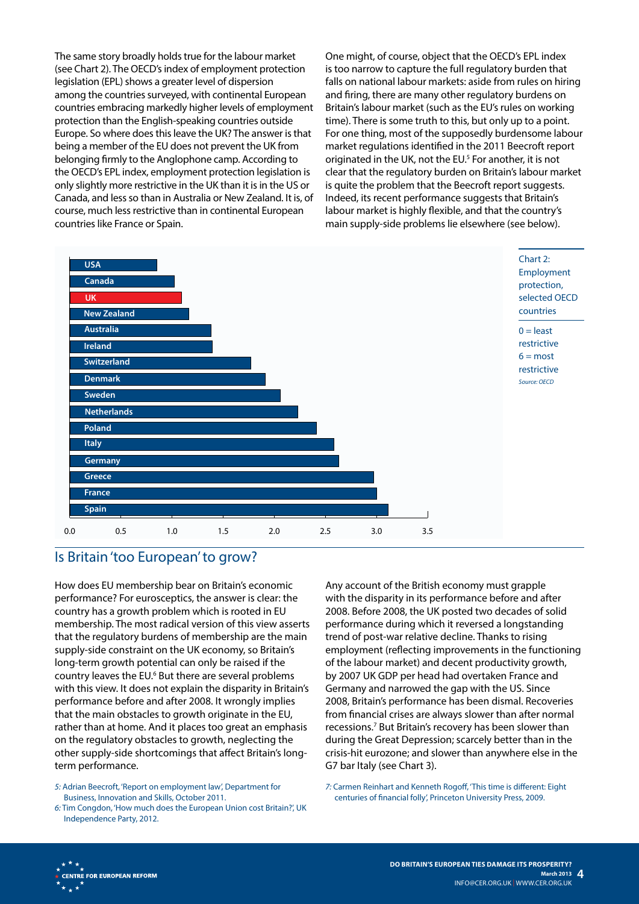The same story broadly holds true for the labour market (see Chart 2). The OECD's index of employment protection legislation (EPL) shows a greater level of dispersion among the countries surveyed, with continental European countries embracing markedly higher levels of employment protection than the English-speaking countries outside Europe. So where does this leave the UK? The answer is that being a member of the EU does not prevent the UK from belonging firmly to the Anglophone camp. According to the OECD's EPL index, employment protection legislation is only slightly more restrictive in the UK than it is in the US or Canada, and less so than in Australia or New Zealand. It is, of course, much less restrictive than in continental European countries like France or Spain.

One might, of course, object that the OECD's EPL index is too narrow to capture the full regulatory burden that falls on national labour markets: aside from rules on hiring and firing, there are many other regulatory burdens on Britain's labour market (such as the EU's rules on working time). There is some truth to this, but only up to a point. For one thing, most of the supposedly burdensome labour market regulations identified in the 2011 Beecroft report originated in the UK, not the EU.[5] For another, it is not clear that the regulatory burden on Britain's labour market is quite the problem that the Beecroft report suggests. Indeed, its recent performance suggests that Britain's labour market is highly flexible, and that the country's main supply-side problems lie elsewhere (see below).

Chart 2: Employment protection, selected OECD countries

0 = least restrictive
6 = most restrictive

*Source: OECD*

| Country | EPL index (approx.) |
|---|---|
| USA | 0.85 |
| Canada | 1.02 |
| UK | 1.09 |
| New Zealand | 1.16 |
| Australia | 1.38 |
| Ireland | 1.39 |
| Switzerland | 1.77 |
| Denmark | 1.91 |
| Sweden | 2.06 |
| Netherlands | 2.23 |
| Poland | 2.41 |
| Italy | 2.58 |
| Germany | 2.63 |
| Greece | 2.97 |
| France | 3.00 |
| Spain | 3.11 |

## Is Britain 'too European' to grow?

How does EU membership bear on Britain's economic performance? For eurosceptics, the answer is clear: the country has a growth problem which is rooted in EU membership. The most radical version of this view asserts that the regulatory burdens of membership are the main supply-side constraint on the UK economy, so Britain's long-term growth potential can only be raised if the country leaves the EU.[6] But there are several problems with this view. It does not explain the disparity in Britain's performance before and after 2008. It wrongly implies that the main obstacles to growth originate in the EU, rather than at home. And it places too great an emphasis on the regulatory obstacles to growth, neglecting the other supply-side shortcomings that affect Britain's long-term performance.

Any account of the British economy must grapple with the disparity in its performance before and after 2008. Before 2008, the UK posted two decades of solid performance during which it reversed a longstanding trend of post-war relative decline. Thanks to rising employment (reflecting improvements in the functioning of the labour market) and decent productivity growth, by 2007 UK GDP per head had overtaken France and Germany and narrowed the gap with the US. Since 2008, Britain's performance has been dismal. Recoveries from financial crises are always slower than after normal recessions.[7] But Britain's recovery has been slower than during the Great Depression; scarcely better than in the crisis-hit eurozone; and slower than anywhere else in the G7 bar Italy (see Chart 3).

*5:* Adrian Beecroft, 'Report on employment law', Department for Business, Innovation and Skills, October 2011.

*6:* Tim Congdon, 'How much does the European Union cost Britain?', UK Independence Party, 2012.

*7:* Carmen Reinhart and Kenneth Rogoff, 'This time is different: Eight centuries of financial folly', Princeton University Press, 2009.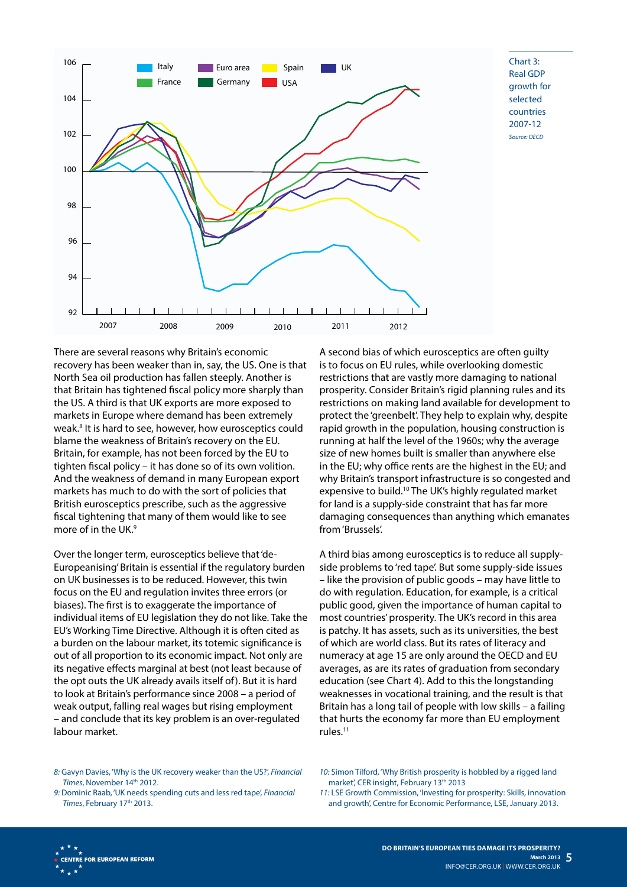Chart 3: Real GDP growth for selected countries 2007-12

*Source: OECD*

There are several reasons why Britain's economic recovery has been weaker than in, say, the US. One is that North Sea oil production has fallen steeply. Another is that Britain has tightened fiscal policy more sharply than the US. A third is that UK exports are more exposed to markets in Europe where demand has been extremely weak.[8] It is hard to see, however, how eurosceptics could blame the weakness of Britain's recovery on the EU. Britain, for example, has not been forced by the EU to tighten fiscal policy – it has done so of its own volition. And the weakness of demand in many European export markets has much to do with the sort of policies that British eurosceptics prescribe, such as the aggressive fiscal tightening that many of them would like to see more of in the UK.[9]

Over the longer term, eurosceptics believe that 'de-Europeanising' Britain is essential if the regulatory burden on UK businesses is to be reduced. However, this twin focus on the EU and regulation invites three errors (or biases). The first is to exaggerate the importance of individual items of EU legislation they do not like. Take the EU's Working Time Directive. Although it is often cited as a burden on the labour market, its totemic significance is out of all proportion to its economic impact. Not only are its negative effects marginal at best (not least because of the opt outs the UK already avails itself of). But it is hard to look at Britain's performance since 2008 – a period of weak output, falling real wages but rising employment – and conclude that its key problem is an over-regulated labour market.

A second bias of which eurosceptics are often guilty is to focus on EU rules, while overlooking domestic restrictions that are vastly more damaging to national prosperity. Consider Britain's rigid planning rules and its restrictions on making land available for development to protect the 'greenbelt'. They help to explain why, despite rapid growth in the population, housing construction is running at half the level of the 1960s; why the average size of new homes built is smaller than anywhere else in the EU; why office rents are the highest in the EU; and why Britain's transport infrastructure is so congested and expensive to build.[10] The UK's highly regulated market for land is a supply-side constraint that has far more damaging consequences than anything which emanates from 'Brussels'.

A third bias among eurosceptics is to reduce all supply-side problems to 'red tape'. But some supply-side issues – like the provision of public goods – may have little to do with regulation. Education, for example, is a critical public good, given the importance of human capital to most countries' prosperity. The UK's record in this area is patchy. It has assets, such as its universities, the best of which are world class. But its rates of literacy and numeracy at age 15 are only around the OECD and EU averages, as are its rates of graduation from secondary education (see Chart 4). Add to this the longstanding weaknesses in vocational training, and the result is that Britain has a long tail of people with low skills – a failing that hurts the economy far more than EU employment rules.[11]

*8:* Gavyn Davies, 'Why is the UK recovery weaker than the US?', *Financial Times*, November 14th 2012.

*9:* Dominic Raab, 'UK needs spending cuts and less red tape', *Financial Times*, February 17th 2013.

*10:* Simon Tilford, 'Why British prosperity is hobbled by a rigged land market', CER insight, February 13th 2013

*11:* LSE Growth Commission, 'Investing for prosperity: Skills, innovation and growth', Centre for Economic Performance, LSE, January 2013.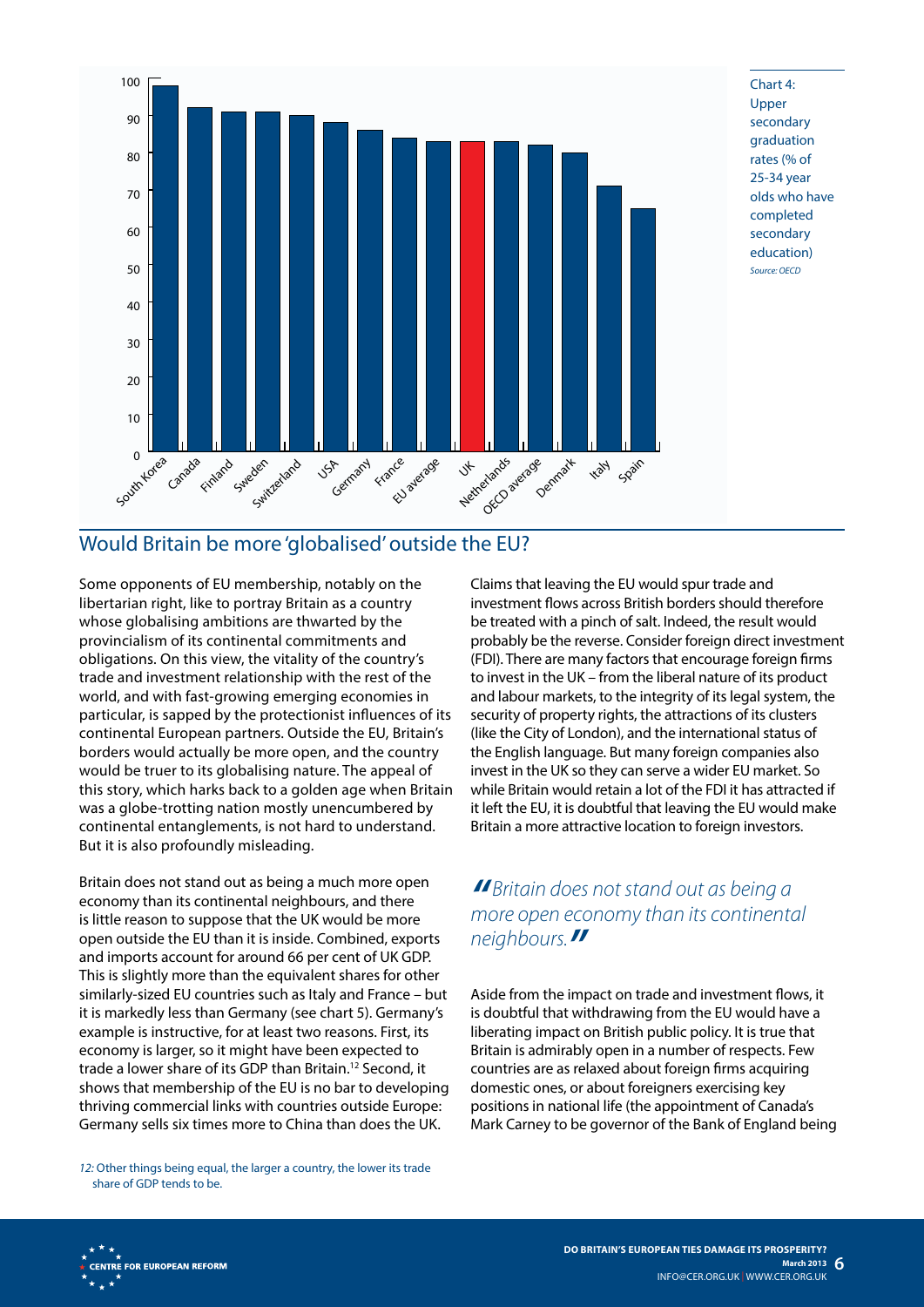Chart 4: Upper secondary graduation rates (% of 25-34 year olds who have completed secondary education)

*Source: OECD*

## Would Britain be more 'globalised' outside the EU?

Some opponents of EU membership, notably on the libertarian right, like to portray Britain as a country whose globalising ambitions are thwarted by the provincialism of its continental commitments and obligations. On this view, the vitality of the country's trade and investment relationship with the rest of the world, and with fast-growing emerging economies in particular, is sapped by the protectionist influences of its continental European partners. Outside the EU, Britain's borders would actually be more open, and the country would be truer to its globalising nature. The appeal of this story, which harks back to a golden age when Britain was a globe-trotting nation mostly unencumbered by continental entanglements, is not hard to understand. But it is also profoundly misleading.

Britain does not stand out as being a much more open economy than its continental neighbours, and there is little reason to suppose that the UK would be more open outside the EU than it is inside. Combined, exports and imports account for around 66 per cent of UK GDP. This is slightly more than the equivalent shares for other similarly-sized EU countries such as Italy and France – but it is markedly less than Germany (see chart 5). Germany's example is instructive, for at least two reasons. First, its economy is larger, so it might have been expected to trade a lower share of its GDP than Britain.[12] Second, it shows that membership of the EU is no bar to developing thriving commercial links with countries outside Europe: Germany sells six times more to China than does the UK.

[12] Other things being equal, the larger a country, the lower its trade share of GDP tends to be.

Claims that leaving the EU would spur trade and investment flows across British borders should therefore be treated with a pinch of salt. Indeed, the result would probably be the reverse. Consider foreign direct investment (FDI). There are many factors that encourage foreign firms to invest in the UK – from the liberal nature of its product and labour markets, to the integrity of its legal system, the security of property rights, the attractions of its clusters (like the City of London), and the international status of the English language. But many foreign companies also invest in the UK so they can serve a wider EU market. So while Britain would retain a lot of the FDI it has attracted if it left the EU, it is doubtful that leaving the EU would make Britain a more attractive location to foreign investors.

> *"Britain does not stand out as being a more open economy than its continental neighbours."*

Aside from the impact on trade and investment flows, it is doubtful that withdrawing from the EU would have a liberating impact on British public policy. It is true that Britain is admirably open in a number of respects. Few countries are as relaxed about foreign firms acquiring domestic ones, or about foreigners exercising key positions in national life (the appointment of Canada's Mark Carney to be governor of the Bank of England being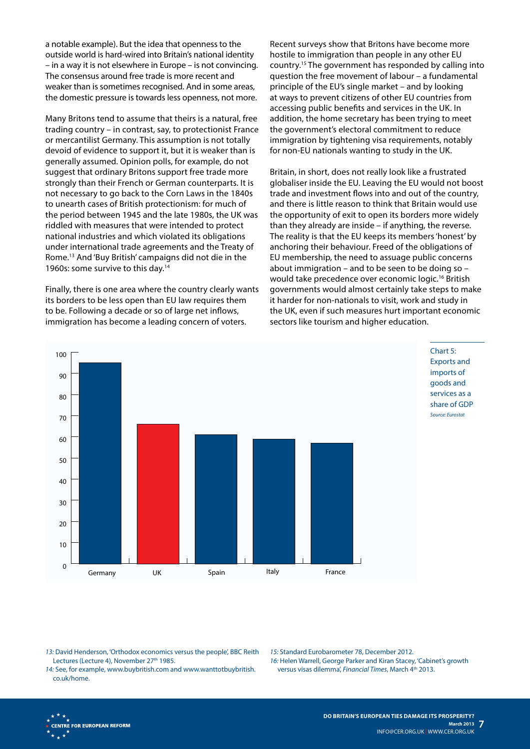a notable example). But the idea that openness to the outside world is hard-wired into Britain's national identity – in a way it is not elsewhere in Europe – is not convincing. The consensus around free trade is more recent and weaker than is sometimes recognised. And in some areas, the domestic pressure is towards less openness, not more.

Many Britons tend to assume that theirs is a natural, free trading country – in contrast, say, to protectionist France or mercantilist Germany. This assumption is not totally devoid of evidence to support it, but it is weaker than is generally assumed. Opinion polls, for example, do not suggest that ordinary Britons support free trade more strongly than their French or German counterparts. It is not necessary to go back to the Corn Laws in the 1840s to unearth cases of British protectionism: for much of the period between 1945 and the late 1980s, the UK was riddled with measures that were intended to protect national industries and which violated its obligations under international trade agreements and the Treaty of Rome.[13] And 'Buy British' campaigns did not die in the 1960s: some survive to this day.[14]

Finally, there is one area where the country clearly wants its borders to be less open than EU law requires them to be. Following a decade or so of large net inflows, immigration has become a leading concern of voters. Recent surveys show that Britons have become more hostile to immigration than people in any other EU country.[15] The government has responded by calling into question the free movement of labour – a fundamental principle of the EU's single market – and by looking at ways to prevent citizens of other EU countries from accessing public benefits and services in the UK. In addition, the home secretary has been trying to meet the government's electoral commitment to reduce immigration by tightening visa requirements, notably for non-EU nationals wanting to study in the UK.

Britain, in short, does not really look like a frustrated globaliser inside the EU. Leaving the EU would not boost trade and investment flows into and out of the country, and there is little reason to think that Britain would use the opportunity of exit to open its borders more widely than they already are inside – if anything, the reverse. The reality is that the EU keeps its members 'honest' by anchoring their behaviour. Freed of the obligations of EU membership, the need to assuage public concerns about immigration – and to be seen to be doing so – would take precedence over economic logic.[16] British governments would almost certainly take steps to make it harder for non-nationals to visit, work and study in the UK, even if such measures hurt important economic sectors like tourism and higher education.

| Country | Exports and imports as a share of GDP |
|---|---|
| Germany | 95 |
| UK | 66 |
| Spain | 61 |
| Italy | 59 |
| France | 57 |

Chart 5: Exports and imports of goods and services as a share of GDP

*Source: Eurostat*

13: David Henderson, 'Orthodox economics versus the people', BBC Reith Lectures (Lecture 4), November 27th 1985.

14: See, for example, www.buybritish.com and www.wanttobuybritish.co.uk/home.

15: Standard Eurobarometer 78, December 2012.

16: Helen Warrell, George Parker and Kiran Stacey, 'Cabinet's growth versus visas dilemma', *Financial Times*, March 4th 2013.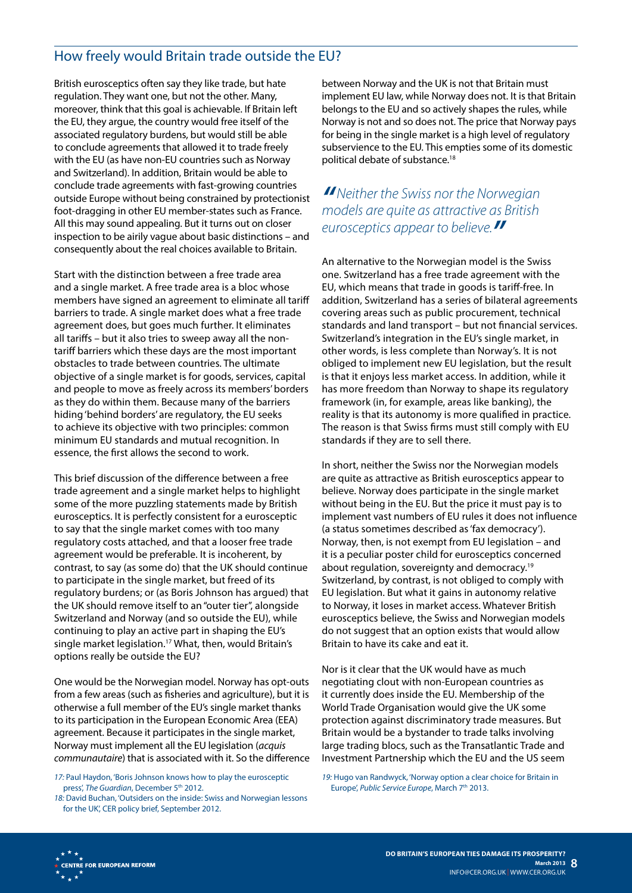## How freely would Britain trade outside the EU?

British eurosceptics often say they like trade, but hate regulation. They want one, but not the other. Many, moreover, think that this goal is achievable. If Britain left the EU, they argue, the country would free itself of the associated regulatory burdens, but would still be able to conclude agreements that allowed it to trade freely with the EU (as have non-EU countries such as Norway and Switzerland). In addition, Britain would be able to conclude trade agreements with fast-growing countries outside Europe without being constrained by protectionist foot-dragging in other EU member-states such as France. All this may sound appealing. But it turns out on closer inspection to be airily vague about basic distinctions – and consequently about the real choices available to Britain.

Start with the distinction between a free trade area and a single market. A free trade area is a bloc whose members have signed an agreement to eliminate all tariff barriers to trade. A single market does what a free trade agreement does, but goes much further. It eliminates all tariffs – but it also tries to sweep away all the non-tariff barriers which these days are the most important obstacles to trade between countries. The ultimate objective of a single market is for goods, services, capital and people to move as freely across its members' borders as they do within them. Because many of the barriers hiding 'behind borders' are regulatory, the EU seeks to achieve its objective with two principles: common minimum EU standards and mutual recognition. In essence, the first allows the second to work.

This brief discussion of the difference between a free trade agreement and a single market helps to highlight some of the more puzzling statements made by British eurosceptics. It is perfectly consistent for a eurosceptic to say that the single market comes with too many regulatory costs attached, and that a looser free trade agreement would be preferable. It is incoherent, by contrast, to say (as some do) that the UK should continue to participate in the single market, but freed of its regulatory burdens; or (as Boris Johnson has argued) that the UK should remove itself to an "outer tier", alongside Switzerland and Norway (and so outside the EU), while continuing to play an active part in shaping the EU's single market legislation.[17] What, then, would Britain's options really be outside the EU?

One would be the Norwegian model. Norway has opt-outs from a few areas (such as fisheries and agriculture), but it is otherwise a full member of the EU's single market thanks to its participation in the European Economic Area (EEA) agreement. Because it participates in the single market, Norway must implement all the EU legislation (*acquis communautaire*) that is associated with it. So the difference between Norway and the UK is not that Britain must implement EU law, while Norway does not. It is that Britain belongs to the EU and so actively shapes the rules, while Norway is not and so does not. The price that Norway pays for being in the single market is a high level of regulatory subservience to the EU. This empties some of its domestic political debate of substance.[18]

> *"Neither the Swiss nor the Norwegian models are quite as attractive as British eurosceptics appear to believe."*

An alternative to the Norwegian model is the Swiss one. Switzerland has a free trade agreement with the EU, which means that trade in goods is tariff-free. In addition, Switzerland has a series of bilateral agreements covering areas such as public procurement, technical standards and land transport – but not financial services. Switzerland's integration in the EU's single market, in other words, is less complete than Norway's. It is not obliged to implement new EU legislation, but the result is that it enjoys less market access. In addition, while it has more freedom than Norway to shape its regulatory framework (in, for example, areas like banking), the reality is that its autonomy is more qualified in practice. The reason is that Swiss firms must still comply with EU standards if they are to sell there.

In short, neither the Swiss nor the Norwegian models are quite as attractive as British eurosceptics appear to believe. Norway does participate in the single market without being in the EU. But the price it must pay is to implement vast numbers of EU rules it does not influence (a status sometimes described as 'fax democracy'). Norway, then, is not exempt from EU legislation – and it is a peculiar poster child for eurosceptics concerned about regulation, sovereignty and democracy.[19] Switzerland, by contrast, is not obliged to comply with EU legislation. But what it gains in autonomy relative to Norway, it loses in market access. Whatever British eurosceptics believe, the Swiss and Norwegian models do not suggest that an option exists that would allow Britain to have its cake and eat it.

Nor is it clear that the UK would have as much negotiating clout with non-European countries as it currently does inside the EU. Membership of the World Trade Organisation would give the UK some protection against discriminatory trade measures. But Britain would be a bystander to trade talks involving large trading blocs, such as the Transatlantic Trade and Investment Partnership which the EU and the US seem

---

*17:* Paul Haydon, 'Boris Johnson knows how to play the eurosceptic press', *The Guardian*, December 5th 2012.

*18:* David Buchan, 'Outsiders on the inside: Swiss and Norwegian lessons for the UK', CER policy brief, September 2012.

*19:* Hugo van Randwyck, 'Norway option a clear choice for Britain in Europe', *Public Service Europe*, March 7th 2013.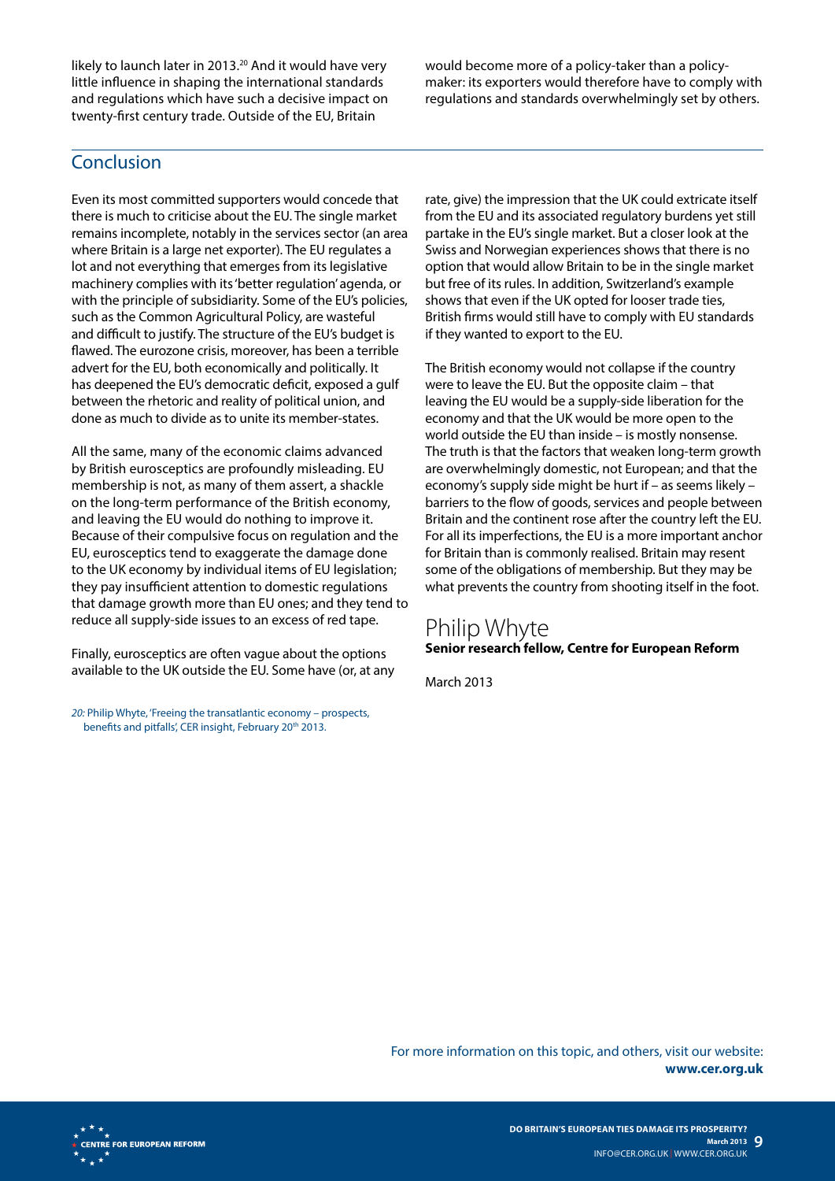likely to launch later in 2013.[20] And it would have very little influence in shaping the international standards and regulations which have such a decisive impact on twenty-first century trade. Outside of the EU, Britain would become more of a policy-taker than a policy-maker: its exporters would therefore have to comply with regulations and standards overwhelmingly set by others.

## Conclusion

Even its most committed supporters would concede that there is much to criticise about the EU. The single market remains incomplete, notably in the services sector (an area where Britain is a large net exporter). The EU regulates a lot and not everything that emerges from its legislative machinery complies with its 'better regulation' agenda, or with the principle of subsidiarity. Some of the EU's policies, such as the Common Agricultural Policy, are wasteful and difficult to justify. The structure of the EU's budget is flawed. The eurozone crisis, moreover, has been a terrible advert for the EU, both economically and politically. It has deepened the EU's democratic deficit, exposed a gulf between the rhetoric and reality of political union, and done as much to divide as to unite its member-states.

All the same, many of the economic claims advanced by British eurosceptics are profoundly misleading. EU membership is not, as many of them assert, a shackle on the long-term performance of the British economy, and leaving the EU would do nothing to improve it. Because of their compulsive focus on regulation and the EU, eurosceptics tend to exaggerate the damage done to the UK economy by individual items of EU legislation; they pay insufficient attention to domestic regulations that damage growth more than EU ones; and they tend to reduce all supply-side issues to an excess of red tape.

Finally, eurosceptics are often vague about the options available to the UK outside the EU. Some have (or, at any rate, give) the impression that the UK could extricate itself from the EU and its associated regulatory burdens yet still partake in the EU's single market. But a closer look at the Swiss and Norwegian experiences shows that there is no option that would allow Britain to be in the single market but free of its rules. In addition, Switzerland's example shows that even if the UK opted for looser trade ties, British firms would still have to comply with EU standards if they wanted to export to the EU.

The British economy would not collapse if the country were to leave the EU. But the opposite claim – that leaving the EU would be a supply-side liberation for the economy and that the UK would be more open to the world outside the EU than inside – is mostly nonsense. The truth is that the factors that weaken long-term growth are overwhelmingly domestic, not European; and that the economy's supply side might be hurt if – as seems likely – barriers to the flow of goods, services and people between Britain and the continent rose after the country left the EU. For all its imperfections, the EU is a more important anchor for Britain than is commonly realised. Britain may resent some of the obligations of membership. But they may be what prevents the country from shooting itself in the foot.

Philip Whyte
**Senior research fellow, Centre for European Reform**

March 2013

*20:* Philip Whyte, 'Freeing the transatlantic economy – prospects, benefits and pitfalls', CER insight, February 20th 2013.

For more information on this topic, and others, visit our website:
**www.cer.org.uk**